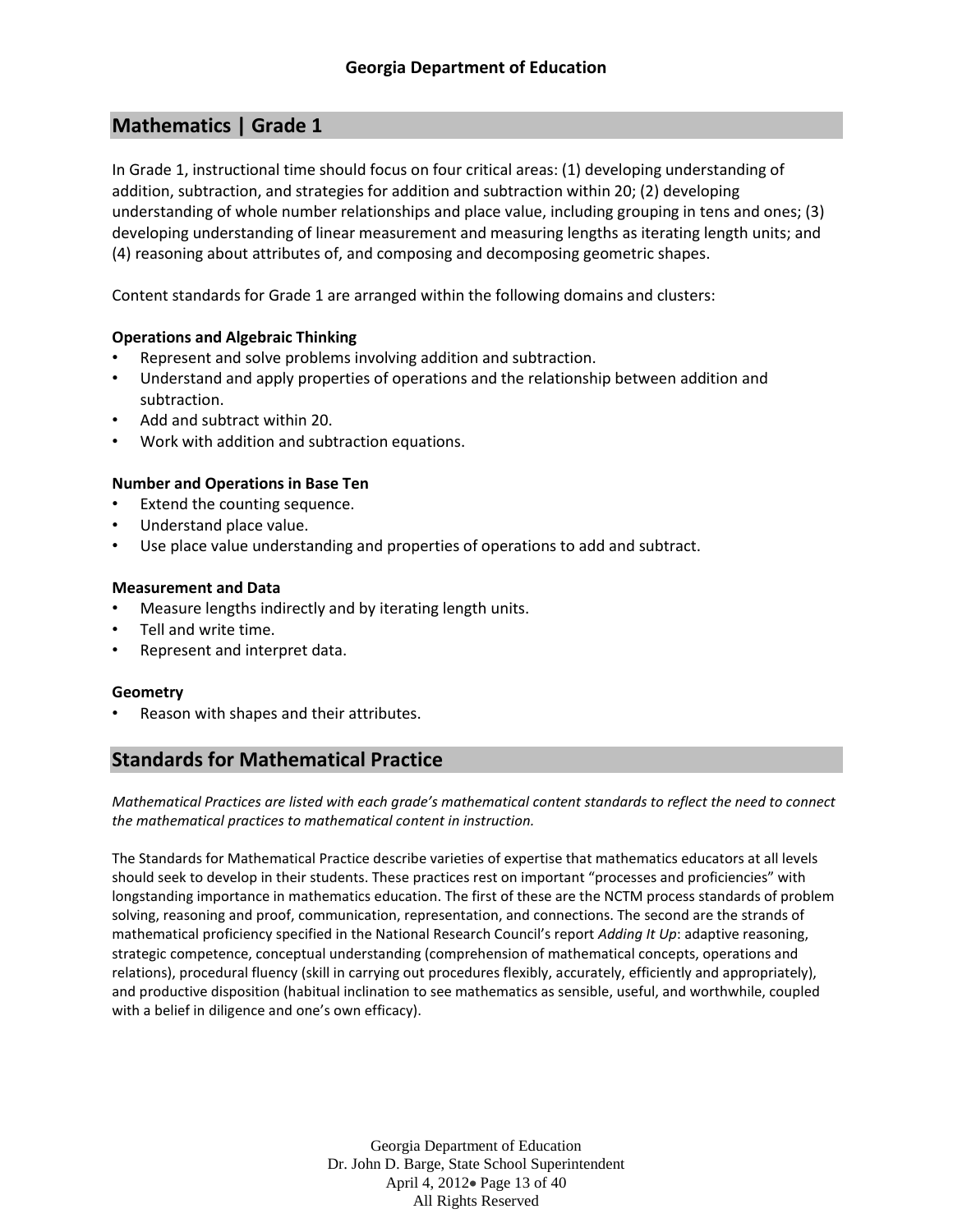## Mathematics | Grade 1

In Grade 1, instructional time should focus on four critical areas: (1) developing understanding of addition, subtraction, and strategies for addition and subtraction within 20; (2) developing understanding of whole number relationships and place value, including grouping in tens and ones; (3) developing understanding of linear measurement and measuring lengths as iterating length units; and (4) reasoning about attributes of, and composing and decomposing geometric shapes.

Content standards for Grade 1 are arranged within the following domains and clusters:

**Operations and Algebraic Thinking**

- Represent and solve problems involving addition and subtraction.
- Understand and apply properties of operations and the relationship between addition and subtraction.
- Add and subtract within 20.
- Work with addition and subtraction equations.

**Number and Operations in Base Ten**

- Extend the counting sequence.
- Understand place value.
- Use place value understanding and properties of operations to add and subtract.

**Measurement and Data**

- Measure lengths indirectly and by iterating length units.
- Tell and write time.
- Represent and interpret data.

**Geometry**

- Reason with shapes and their attributes.

## Standards for Mathematical Practice

*Mathematical Practices are listed with each grade's mathematical content standards to reflect the need to connect the mathematical practices to mathematical content in instruction.*

The Standards for Mathematical Practice describe varieties of expertise that mathematics educators at all levels should seek to develop in their students. These practices rest on important "processes and proficiencies" with longstanding importance in mathematics education. The first of these are the NCTM process standards of problem solving, reasoning and proof, communication, representation, and connections. The second are the strands of mathematical proficiency specified in the National Research Council's report *Adding It Up*: adaptive reasoning, strategic competence, conceptual understanding (comprehension of mathematical concepts, operations and relations), procedural fluency (skill in carrying out procedures flexibly, accurately, efficiently and appropriately), and productive disposition (habitual inclination to see mathematics as sensible, useful, and worthwhile, coupled with a belief in diligence and one's own efficacy).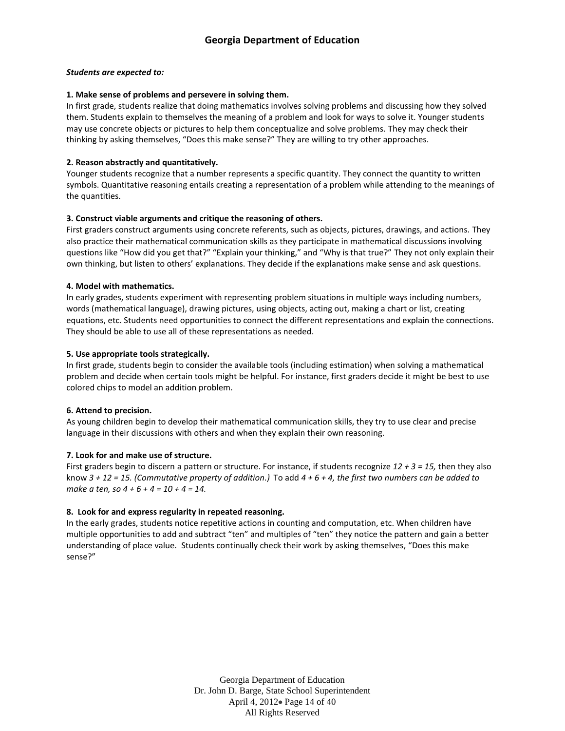***Students are expected to:***

**1. Make sense of problems and persevere in solving them.**
In first grade, students realize that doing mathematics involves solving problems and discussing how they solved them. Students explain to themselves the meaning of a problem and look for ways to solve it. Younger students may use concrete objects or pictures to help them conceptualize and solve problems. They may check their thinking by asking themselves, "Does this make sense?" They are willing to try other approaches.

**2. Reason abstractly and quantitatively.**
Younger students recognize that a number represents a specific quantity. They connect the quantity to written symbols. Quantitative reasoning entails creating a representation of a problem while attending to the meanings of the quantities.

**3. Construct viable arguments and critique the reasoning of others.**
First graders construct arguments using concrete referents, such as objects, pictures, drawings, and actions. They also practice their mathematical communication skills as they participate in mathematical discussions involving questions like "How did you get that?" "Explain your thinking," and "Why is that true?" They not only explain their own thinking, but listen to others' explanations. They decide if the explanations make sense and ask questions.

**4. Model with mathematics.**
In early grades, students experiment with representing problem situations in multiple ways including numbers, words (mathematical language), drawing pictures, using objects, acting out, making a chart or list, creating equations, etc. Students need opportunities to connect the different representations and explain the connections. They should be able to use all of these representations as needed.

**5. Use appropriate tools strategically.**
In first grade, students begin to consider the available tools (including estimation) when solving a mathematical problem and decide when certain tools might be helpful. For instance, first graders decide it might be best to use colored chips to model an addition problem.

**6. Attend to precision.**
As young children begin to develop their mathematical communication skills, they try to use clear and precise language in their discussions with others and when they explain their own reasoning.

**7. Look for and make use of structure.**
First graders begin to discern a pattern or structure. For instance, if students recognize $12 + 3 = 15$, then they also know $3 + 12 = 15$. *(Commutative property of addition.)* To add $4 + 6 + 4$, *the first two numbers can be added to make a ten, so* $4 + 6 + 4 = 10 + 4 = 14$.

**8. Look for and express regularity in repeated reasoning.**
In the early grades, students notice repetitive actions in counting and computation, etc. When children have multiple opportunities to add and subtract "ten" and multiples of "ten" they notice the pattern and gain a better understanding of place value. Students continually check their work by asking themselves, "Does this make sense?"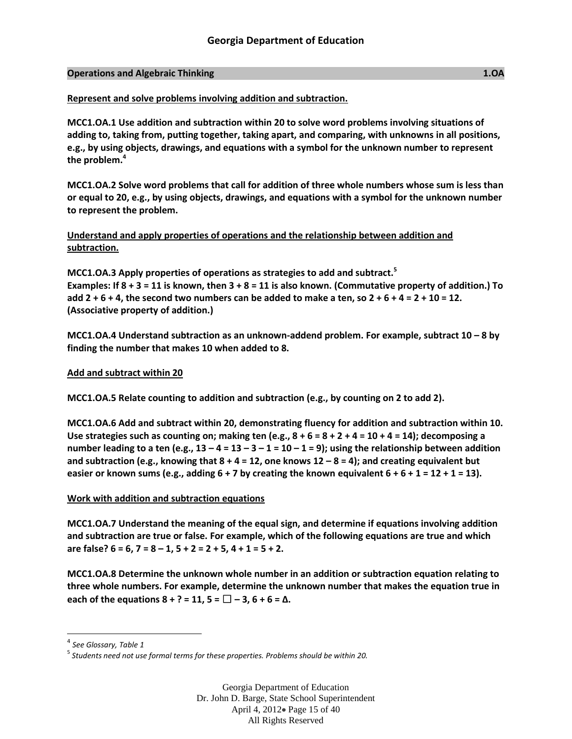## Operations and Algebraic Thinking 1.OA

**Represent and solve problems involving addition and subtraction.**

**MCC1.OA.1 Use addition and subtraction within 20 to solve word problems involving situations of adding to, taking from, putting together, taking apart, and comparing, with unknowns in all positions, e.g., by using objects, drawings, and equations with a symbol for the unknown number to represent the problem.[4]**

**MCC1.OA.2 Solve word problems that call for addition of three whole numbers whose sum is less than or equal to 20, e.g., by using objects, drawings, and equations with a symbol for the unknown number to represent the problem.**

**Understand and apply properties of operations and the relationship between addition and subtraction.**

**MCC1.OA.3 Apply properties of operations as strategies to add and subtract.[5]**
**Examples: If 8 + 3 = 11 is known, then 3 + 8 = 11 is also known. (Commutative property of addition.) To add 2 + 6 + 4, the second two numbers can be added to make a ten, so 2 + 6 + 4 = 2 + 10 = 12. (Associative property of addition.)**

**MCC1.OA.4 Understand subtraction as an unknown-addend problem. For example, subtract 10 – 8 by finding the number that makes 10 when added to 8.**

**Add and subtract within 20**

**MCC1.OA.5 Relate counting to addition and subtraction (e.g., by counting on 2 to add 2).**

**MCC1.OA.6 Add and subtract within 20, demonstrating fluency for addition and subtraction within 10. Use strategies such as counting on; making ten (e.g., 8 + 6 = 8 + 2 + 4 = 10 + 4 = 14); decomposing a number leading to a ten (e.g., 13 – 4 = 13 – 3 – 1 = 10 – 1 = 9); using the relationship between addition and subtraction (e.g., knowing that 8 + 4 = 12, one knows 12 – 8 = 4); and creating equivalent but easier or known sums (e.g., adding 6 + 7 by creating the known equivalent 6 + 6 + 1 = 12 + 1 = 13).**

**Work with addition and subtraction equations**

**MCC1.OA.7 Understand the meaning of the equal sign, and determine if equations involving addition and subtraction are true or false. For example, which of the following equations are true and which are false? 6 = 6, 7 = 8 – 1, 5 + 2 = 2 + 5, 4 + 1 = 5 + 2.**

**MCC1.OA.8 Determine the unknown whole number in an addition or subtraction equation relating to three whole numbers. For example, determine the unknown number that makes the equation true in each of the equations 8 + ? = 11, 5 = □ – 3, 6 + 6 = Δ.**

---

[4] *See Glossary, Table 1*

[5] *Students need not use formal terms for these properties. Problems should be within 20.*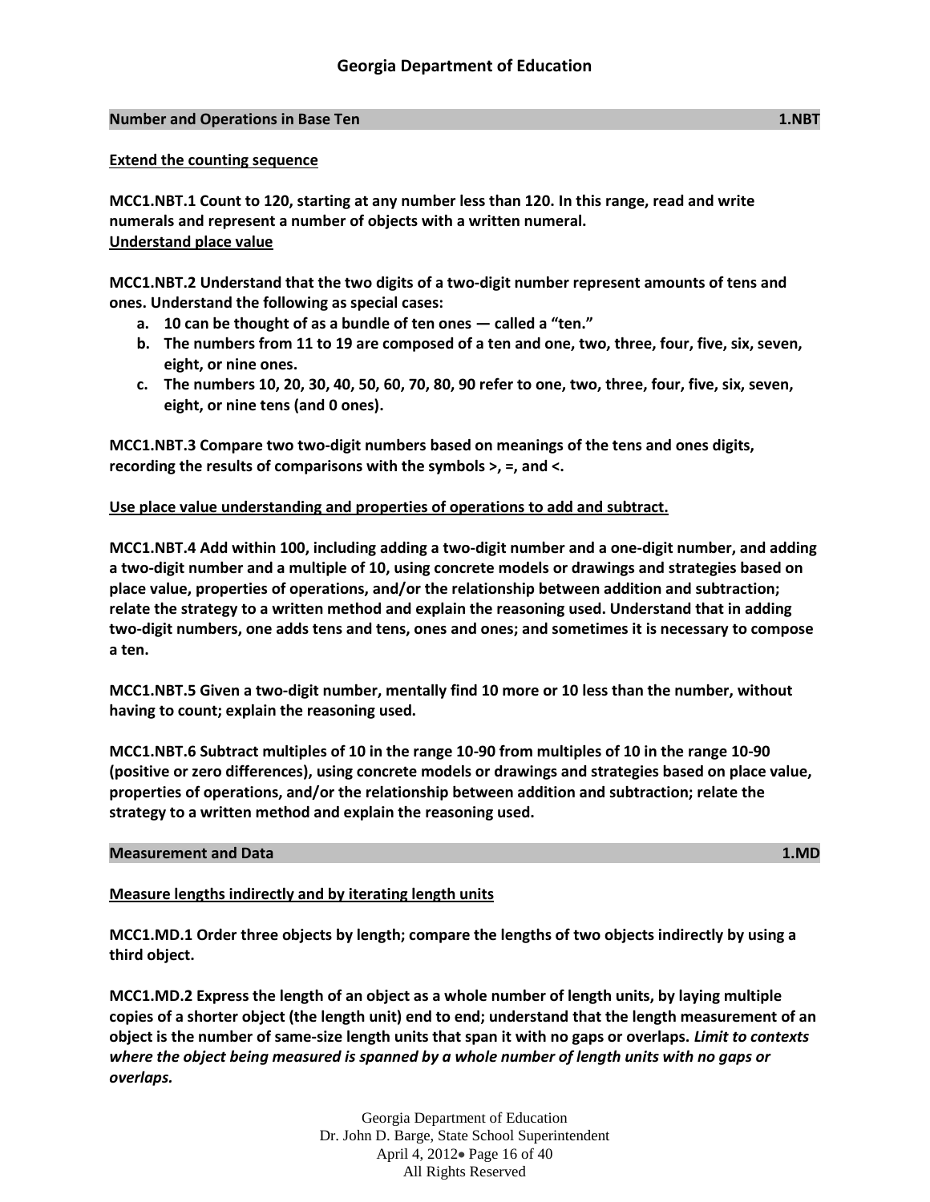## Number and Operations in Base Ten 1.NBT

**Extend the counting sequence**

**MCC1.NBT.1 Count to 120, starting at any number less than 120. In this range, read and write numerals and represent a number of objects with a written numeral.**

**Understand place value**

**MCC1.NBT.2 Understand that the two digits of a two-digit number represent amounts of tens and ones. Understand the following as special cases:**

- **a. 10 can be thought of as a bundle of ten ones — called a "ten."**
- **b. The numbers from 11 to 19 are composed of a ten and one, two, three, four, five, six, seven, eight, or nine ones.**
- **c. The numbers 10, 20, 30, 40, 50, 60, 70, 80, 90 refer to one, two, three, four, five, six, seven, eight, or nine tens (and 0 ones).**

**MCC1.NBT.3 Compare two two-digit numbers based on meanings of the tens and ones digits, recording the results of comparisons with the symbols >, =, and <.**

**Use place value understanding and properties of operations to add and subtract.**

**MCC1.NBT.4 Add within 100, including adding a two-digit number and a one-digit number, and adding a two-digit number and a multiple of 10, using concrete models or drawings and strategies based on place value, properties of operations, and/or the relationship between addition and subtraction; relate the strategy to a written method and explain the reasoning used. Understand that in adding two-digit numbers, one adds tens and tens, ones and ones; and sometimes it is necessary to compose a ten.**

**MCC1.NBT.5 Given a two-digit number, mentally find 10 more or 10 less than the number, without having to count; explain the reasoning used.**

**MCC1.NBT.6 Subtract multiples of 10 in the range 10-90 from multiples of 10 in the range 10-90 (positive or zero differences), using concrete models or drawings and strategies based on place value, properties of operations, and/or the relationship between addition and subtraction; relate the strategy to a written method and explain the reasoning used.**

## Measurement and Data 1.MD

**Measure lengths indirectly and by iterating length units**

**MCC1.MD.1 Order three objects by length; compare the lengths of two objects indirectly by using a third object.**

**MCC1.MD.2 Express the length of an object as a whole number of length units, by laying multiple copies of a shorter object (the length unit) end to end; understand that the length measurement of an object is the number of same-size length units that span it with no gaps or overlaps. *Limit to contexts where the object being measured is spanned by a whole number of length units with no gaps or overlaps.***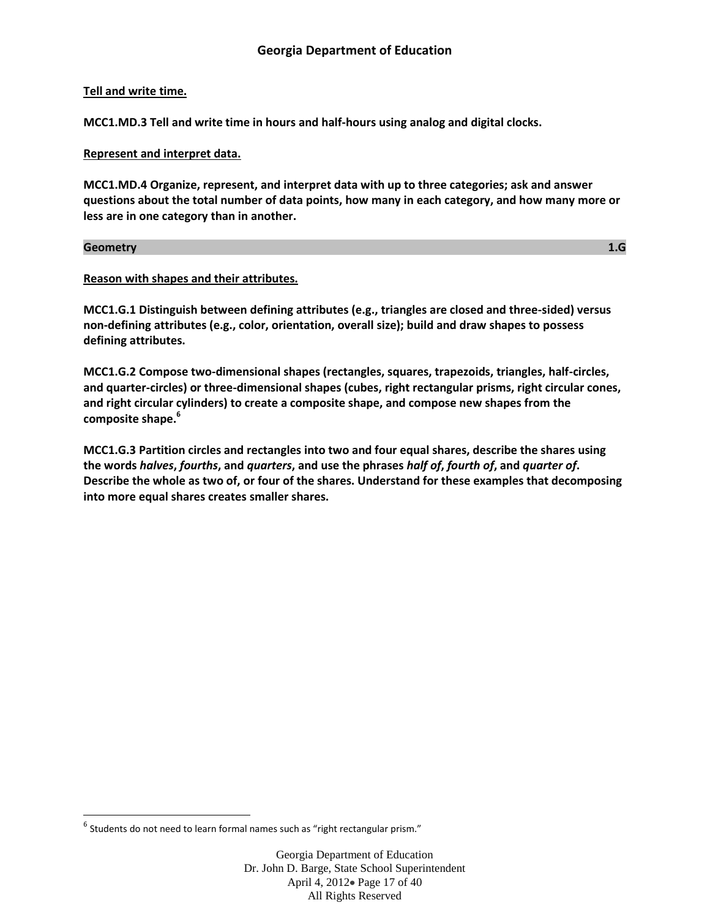**Tell and write time.**

**MCC1.MD.3 Tell and write time in hours and half-hours using analog and digital clocks.**

**Represent and interpret data.**

**MCC1.MD.4 Organize, represent, and interpret data with up to three categories; ask and answer questions about the total number of data points, how many in each category, and how many more or less are in one category than in another.**

## Geometry 1.G

**Reason with shapes and their attributes.**

**MCC1.G.1 Distinguish between defining attributes (e.g., triangles are closed and three-sided) versus non-defining attributes (e.g., color, orientation, overall size); build and draw shapes to possess defining attributes.**

**MCC1.G.2 Compose two-dimensional shapes (rectangles, squares, trapezoids, triangles, half-circles, and quarter-circles) or three-dimensional shapes (cubes, right rectangular prisms, right circular cones, and right circular cylinders) to create a composite shape, and compose new shapes from the composite shape.[6]**

**MCC1.G.3 Partition circles and rectangles into two and four equal shares, describe the shares using the words *halves*, *fourths*, and *quarters*, and use the phrases *half of*, *fourth of*, and *quarter of*. Describe the whole as two of, or four of the shares. Understand for these examples that decomposing into more equal shares creates smaller shares.**

[6] Students do not need to learn formal names such as "right rectangular prism."